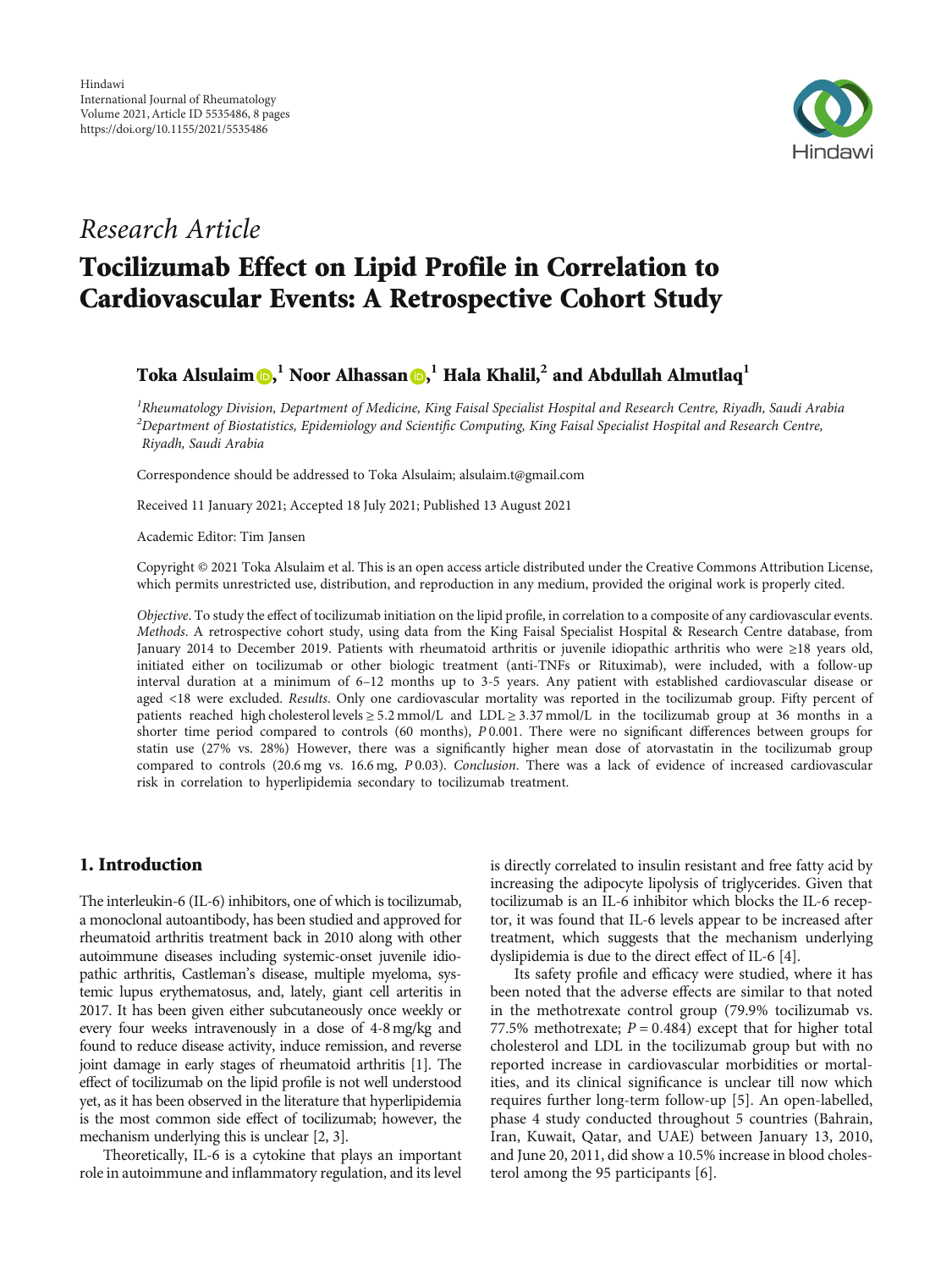Hindawi
International Journal of Rheumatology
Volume 2021, Article ID 5535486, 8 pages
https://doi.org/10.1155/2021/5535486

*Research Article*

# Tocilizumab Effect on Lipid Profile in Correlation to Cardiovascular Events: A Retrospective Cohort Study

**Toka Alsulaim,[1] Noor Alhassan,[1] Hala Khalil,[2] and Abdullah Almutlaq[1]**

[1]Rheumatology Division, Department of Medicine, King Faisal Specialist Hospital and Research Centre, Riyadh, Saudi Arabia
[2]Department of Biostatistics, Epidemiology and Scientific Computing, King Faisal Specialist Hospital and Research Centre, Riyadh, Saudi Arabia

Correspondence should be addressed to Toka Alsulaim; alsulaim.t@gmail.com

Received 11 January 2021; Accepted 18 July 2021; Published 13 August 2021

Academic Editor: Tim Jansen

Copyright © 2021 Toka Alsulaim et al. This is an open access article distributed under the Creative Commons Attribution License, which permits unrestricted use, distribution, and reproduction in any medium, provided the original work is properly cited.

*Objective*. To study the effect of tocilizumab initiation on the lipid profile, in correlation to a composite of any cardiovascular events. *Methods*. A retrospective cohort study, using data from the King Faisal Specialist Hospital & Research Centre database, from January 2014 to December 2019. Patients with rheumatoid arthritis or juvenile idiopathic arthritis who were ≥18 years old, initiated either on tocilizumab or other biologic treatment (anti-TNFs or Rituximab), were included, with a follow-up interval duration at a minimum of 6–12 months up to 3-5 years. Any patient with established cardiovascular disease or aged <18 were excluded. *Results*. Only one cardiovascular mortality was reported in the tocilizumab group. Fifty percent of patients reached high cholesterol levels ≥ 5.2 mmol/L and LDL ≥ 3.37 mmol/L in the tocilizumab group at 36 months in a shorter time period compared to controls (60 months), *P* 0.001. There were no significant differences between groups for statin use (27% vs. 28%) However, there was a significantly higher mean dose of atorvastatin in the tocilizumab group compared to controls (20.6 mg vs. 16.6 mg, *P* 0.03). *Conclusion*. There was a lack of evidence of increased cardiovascular risk in correlation to hyperlipidemia secondary to tocilizumab treatment.

## 1. Introduction

The interleukin-6 (IL-6) inhibitors, one of which is tocilizumab, a monoclonal autoantibody, has been studied and approved for rheumatoid arthritis treatment back in 2010 along with other autoimmune diseases including systemic-onset juvenile idiopathic arthritis, Castleman's disease, multiple myeloma, systemic lupus erythematosus, and, lately, giant cell arteritis in 2017. It has been given either subcutaneously once weekly or every four weeks intravenously in a dose of 4-8 mg/kg and found to reduce disease activity, induce remission, and reverse joint damage in early stages of rheumatoid arthritis [1]. The effect of tocilizumab on the lipid profile is not well understood yet, as it has been observed in the literature that hyperlipidemia is the most common side effect of tocilizumab; however, the mechanism underlying this is unclear [2, 3].

Theoretically, IL-6 is a cytokine that plays an important role in autoimmune and inflammatory regulation, and its level is directly correlated to insulin resistant and free fatty acid by increasing the adipocyte lipolysis of triglycerides. Given that tocilizumab is an IL-6 inhibitor which blocks the IL-6 receptor, it was found that IL-6 levels appear to be increased after treatment, which suggests that the mechanism underlying dyslipidemia is due to the direct effect of IL-6 [4].

Its safety profile and efficacy were studied, where it has been noted that the adverse effects are similar to that noted in the methotrexate control group (79.9% tocilizumab vs. 77.5% methotrexate; $P = 0.484$) except that for higher total cholesterol and LDL in the tocilizumab group but with no reported increase in cardiovascular morbidities or mortalities, and its clinical significance is unclear till now which requires further long-term follow-up [5]. An open-labelled, phase 4 study conducted throughout 5 countries (Bahrain, Iran, Kuwait, Qatar, and UAE) between January 13, 2010, and June 20, 2011, did show a 10.5% increase in blood cholesterol among the 95 participants [6].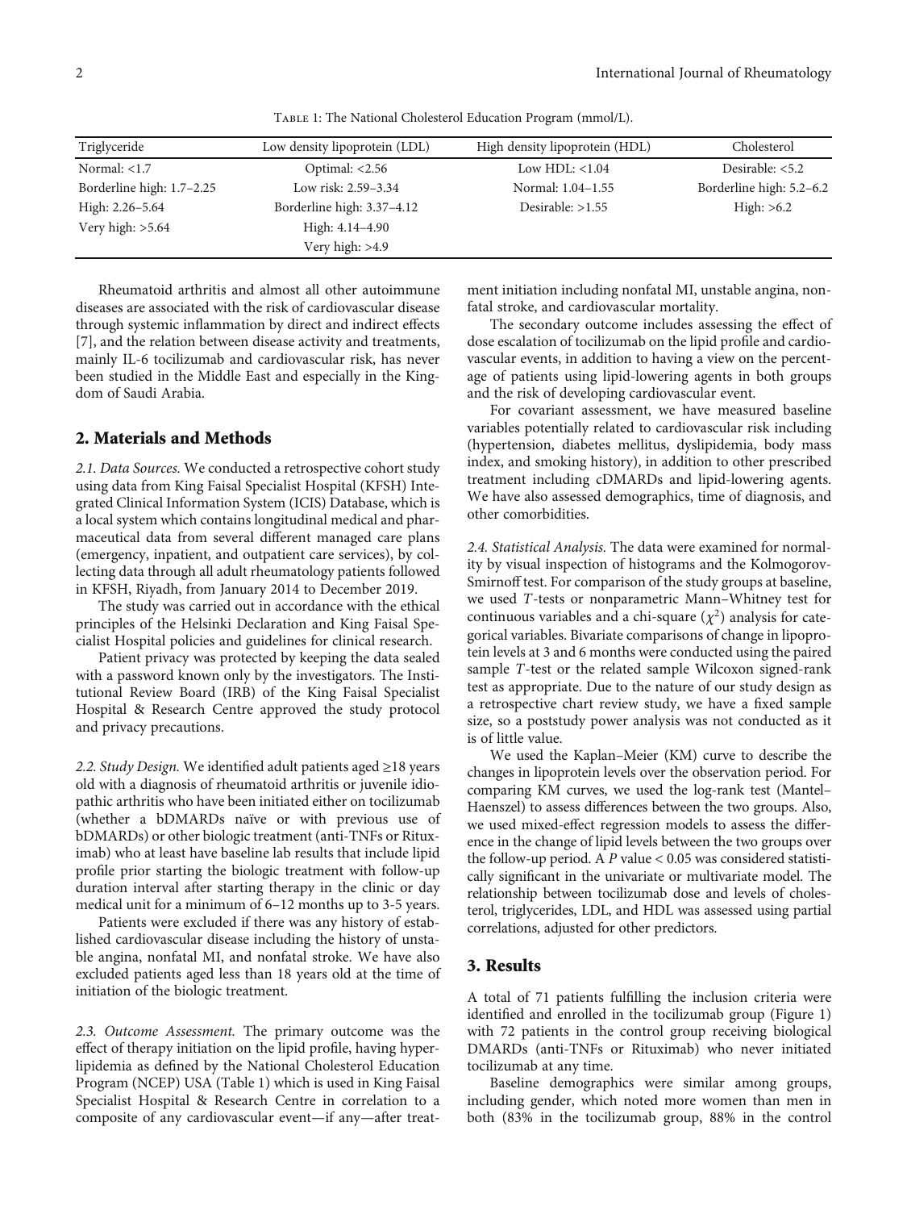Table 1: The National Cholesterol Education Program (mmol/L).

| Triglyceride | Low density lipoprotein (LDL) | High density lipoprotein (HDL) | Cholesterol |
|---|---|---|---|
| Normal: <1.7 | Optimal: <2.56 | Low HDL: <1.04 | Desirable: <5.2 |
| Borderline high: 1.7–2.25 | Low risk: 2.59–3.34 | Normal: 1.04–1.55 | Borderline high: 5.2–6.2 |
| High: 2.26–5.64 | Borderline high: 3.37–4.12 | Desirable: >1.55 | High: >6.2 |
| Very high: >5.64 | High: 4.14–4.90 | | |
| | Very high: >4.9 | | |

Rheumatoid arthritis and almost all other autoimmune diseases are associated with the risk of cardiovascular disease through systemic inflammation by direct and indirect effects [7], and the relation between disease activity and treatments, mainly IL-6 tocilizumab and cardiovascular risk, has never been studied in the Middle East and especially in the Kingdom of Saudi Arabia.

## 2. Materials and Methods

*2.1. Data Sources.* We conducted a retrospective cohort study using data from King Faisal Specialist Hospital (KFSH) Integrated Clinical Information System (ICIS) Database, which is a local system which contains longitudinal medical and pharmaceutical data from several different managed care plans (emergency, inpatient, and outpatient care services), by collecting data through all adult rheumatology patients followed in KFSH, Riyadh, from January 2014 to December 2019.

The study was carried out in accordance with the ethical principles of the Helsinki Declaration and King Faisal Specialist Hospital policies and guidelines for clinical research.

Patient privacy was protected by keeping the data sealed with a password known only by the investigators. The Institutional Review Board (IRB) of the King Faisal Specialist Hospital & Research Centre approved the study protocol and privacy precautions.

*2.2. Study Design.* We identified adult patients aged ≥18 years old with a diagnosis of rheumatoid arthritis or juvenile idiopathic arthritis who have been initiated either on tocilizumab (whether a bDMARDs naïve or with previous use of bDMARDs) or other biologic treatment (anti-TNFs or Rituximab) who at least have baseline lab results that include lipid profile prior starting the biologic treatment with follow-up duration interval after starting therapy in the clinic or day medical unit for a minimum of 6–12 months up to 3-5 years.

Patients were excluded if there was any history of established cardiovascular disease including the history of unstable angina, nonfatal MI, and nonfatal stroke. We have also excluded patients aged less than 18 years old at the time of initiation of the biologic treatment.

*2.3. Outcome Assessment.* The primary outcome was the effect of therapy initiation on the lipid profile, having hyperlipidemia as defined by the National Cholesterol Education Program (NCEP) USA (Table 1) which is used in King Faisal Specialist Hospital & Research Centre in correlation to a composite of any cardiovascular event—if any—after treatment initiation including nonfatal MI, unstable angina, nonfatal stroke, and cardiovascular mortality.

The secondary outcome includes assessing the effect of dose escalation of tocilizumab on the lipid profile and cardiovascular events, in addition to having a view on the percentage of patients using lipid-lowering agents in both groups and the risk of developing cardiovascular event.

For covariant assessment, we have measured baseline variables potentially related to cardiovascular risk including (hypertension, diabetes mellitus, dyslipidemia, body mass index, and smoking history), in addition to other prescribed treatment including cDMARDs and lipid-lowering agents. We have also assessed demographics, time of diagnosis, and other comorbidities.

*2.4. Statistical Analysis.* The data were examined for normality by visual inspection of histograms and the Kolmogorov-Smirnoff test. For comparison of the study groups at baseline, we used $T$-tests or nonparametric Mann–Whitney test for continuous variables and a chi-square ($\chi^2$) analysis for categorical variables. Bivariate comparisons of change in lipoprotein levels at 3 and 6 months were conducted using the paired sample $T$-test or the related sample Wilcoxon signed-rank test as appropriate. Due to the nature of our study design as a retrospective chart review study, we have a fixed sample size, so a poststudy power analysis was not conducted as it is of little value.

We used the Kaplan–Meier (KM) curve to describe the changes in lipoprotein levels over the observation period. For comparing KM curves, we used the log-rank test (Mantel–Haenszel) to assess differences between the two groups. Also, we used mixed-effect regression models to assess the difference in the change of lipid levels between the two groups over the follow-up period. A $P$ value < 0.05 was considered statistically significant in the univariate or multivariate model. The relationship between tocilizumab dose and levels of cholesterol, triglycerides, LDL, and HDL was assessed using partial correlations, adjusted for other predictors.

## 3. Results

A total of 71 patients fulfilling the inclusion criteria were identified and enrolled in the tocilizumab group (Figure 1) with 72 patients in the control group receiving biological DMARDs (anti-TNFs or Rituximab) who never initiated tocilizumab at any time.

Baseline demographics were similar among groups, including gender, which noted more women than men in both (83% in the tocilizumab group, 88% in the control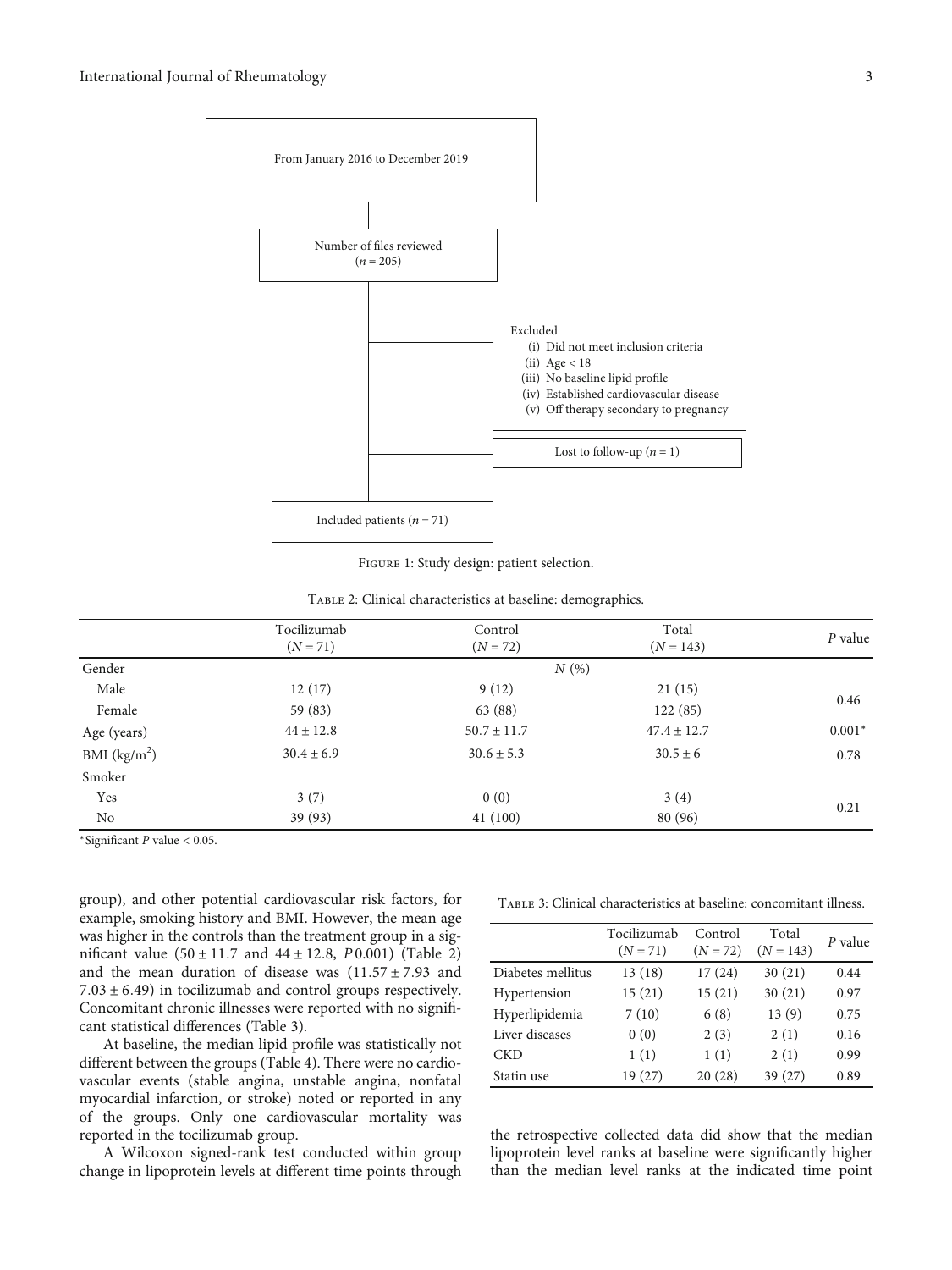From January 2016 to December 2019

Number of files reviewed ($n = 205$)

Excluded
(i) Did not meet inclusion criteria
(ii) Age < 18
(iii) No baseline lipid profile
(iv) Established cardiovascular disease
(v) Off therapy secondary to pregnancy

Lost to follow-up ($n = 1$)

Included patients ($n = 71$)

Figure 1: Study design: patient selection.

Table 2: Clinical characteristics at baseline: demographics.

| | Tocilizumab ($N = 71$) | Control ($N = 72$) | Total ($N = 143$) | $P$ value |
|---|---|---|---|---|
| Gender | | $N$ (%) | | |
| Male | 12 (17) | 9 (12) | 21 (15) | 0.46 |
| Female | 59 (83) | 63 (88) | 122 (85) | |
| Age (years) | $44 \pm 12.8$ | $50.7 \pm 11.7$ | $47.4 \pm 12.7$ | 0.001* |
| BMI (kg/m$^2$) | $30.4 \pm 6.9$ | $30.6 \pm 5.3$ | $30.5 \pm 6$ | 0.78 |
| Smoker | | | | |
| Yes | 3 (7) | 0 (0) | 3 (4) | 0.21 |
| No | 39 (93) | 41 (100) | 80 (96) | |

*Significant $P$ value < 0.05.

group), and other potential cardiovascular risk factors, for example, smoking history and BMI. However, the mean age was higher in the controls than the treatment group in a significant value ($50 \pm 11.7$ and $44 \pm 12.8$, $P$ 0.001) (Table 2) and the mean duration of disease was ($11.57 \pm 7.93$ and $7.03 \pm 6.49$) in tocilizumab and control groups respectively. Concomitant chronic illnesses were reported with no significant statistical differences (Table 3).

At baseline, the median lipid profile was statistically not different between the groups (Table 4). There were no cardiovascular events (stable angina, unstable angina, nonfatal myocardial infarction, or stroke) noted or reported in any of the groups. Only one cardiovascular mortality was reported in the tocilizumab group.

A Wilcoxon signed-rank test conducted within group change in lipoprotein levels at different time points through the retrospective collected data did show that the median lipoprotein level ranks at baseline were significantly higher than the median level ranks at the indicated time point

Table 3: Clinical characteristics at baseline: concomitant illness.

| | Tocilizumab ($N = 71$) | Control ($N = 72$) | Total ($N = 143$) | $P$ value |
|---|---|---|---|---|
| Diabetes mellitus | 13 (18) | 17 (24) | 30 (21) | 0.44 |
| Hypertension | 15 (21) | 15 (21) | 30 (21) | 0.97 |
| Hyperlipidemia | 7 (10) | 6 (8) | 13 (9) | 0.75 |
| Liver diseases | 0 (0) | 2 (3) | 2 (1) | 0.16 |
| CKD | 1 (1) | 1 (1) | 2 (1) | 0.99 |
| Statin use | 19 (27) | 20 (28) | 39 (27) | 0.89 |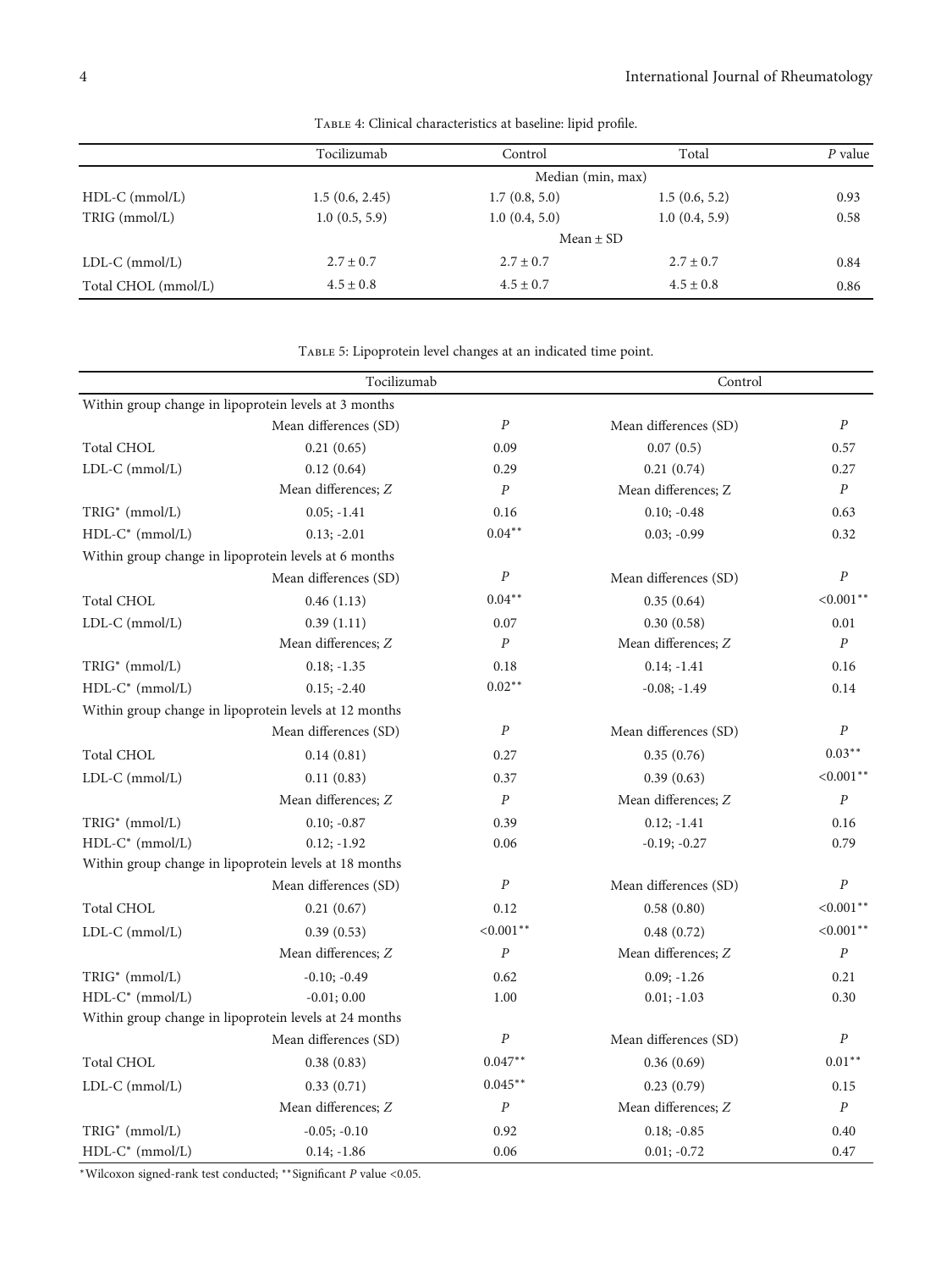Table 4: Clinical characteristics at baseline: lipid profile.

| | Tocilizumab | Control | Total | $P$ value |
|---|---|---|---|---|
| | | Median (min, max) | | |
| HDL-C (mmol/L) | 1.5 (0.6, 2.45) | 1.7 (0.8, 5.0) | 1.5 (0.6, 5.2) | 0.93 |
| TRIG (mmol/L) | 1.0 (0.5, 5.9) | 1.0 (0.4, 5.0) | 1.0 (0.4, 5.9) | 0.58 |
| | | Mean ± SD | | |
| LDL-C (mmol/L) | 2.7 ± 0.7 | 2.7 ± 0.7 | 2.7 ± 0.7 | 0.84 |
| Total CHOL (mmol/L) | 4.5 ± 0.8 | 4.5 ± 0.7 | 4.5 ± 0.8 | 0.86 |

Table 5: Lipoprotein level changes at an indicated time point.

| | Tocilizumab | | Control | |
|---|---|---|---|---|
| Within group change in lipoprotein levels at 3 months | | | | |
| | Mean differences (SD) | $P$ | Mean differences (SD) | $P$ |
| Total CHOL | 0.21 (0.65) | 0.09 | 0.07 (0.5) | 0.57 |
| LDL-C (mmol/L) | 0.12 (0.64) | 0.29 | 0.21 (0.74) | 0.27 |
| | Mean differences; $Z$ | $P$ | Mean differences; $Z$ | $P$ |
| TRIG* (mmol/L) | 0.05; -1.41 | 0.16 | 0.10; -0.48 | 0.63 |
| HDL-C* (mmol/L) | 0.13; -2.01 | 0.04** | 0.03; -0.99 | 0.32 |
| Within group change in lipoprotein levels at 6 months | | | | |
| | Mean differences (SD) | $P$ | Mean differences (SD) | $P$ |
| Total CHOL | 0.46 (1.13) | 0.04** | 0.35 (0.64) | <0.001** |
| LDL-C (mmol/L) | 0.39 (1.11) | 0.07 | 0.30 (0.58) | 0.01 |
| | Mean differences; $Z$ | $P$ | Mean differences; $Z$ | $P$ |
| TRIG* (mmol/L) | 0.18; -1.35 | 0.18 | 0.14; -1.41 | 0.16 |
| HDL-C* (mmol/L) | 0.15; -2.40 | 0.02** | -0.08; -1.49 | 0.14 |
| Within group change in lipoprotein levels at 12 months | | | | |
| | Mean differences (SD) | $P$ | Mean differences (SD) | $P$ |
| Total CHOL | 0.14 (0.81) | 0.27 | 0.35 (0.76) | 0.03** |
| LDL-C (mmol/L) | 0.11 (0.83) | 0.37 | 0.39 (0.63) | <0.001** |
| | Mean differences; $Z$ | $P$ | Mean differences; $Z$ | $P$ |
| TRIG* (mmol/L) | 0.10; -0.87 | 0.39 | 0.12; -1.41 | 0.16 |
| HDL-C* (mmol/L) | 0.12; -1.92 | 0.06 | -0.19; -0.27 | 0.79 |
| Within group change in lipoprotein levels at 18 months | | | | |
| | Mean differences (SD) | $P$ | Mean differences (SD) | $P$ |
| Total CHOL | 0.21 (0.67) | 0.12 | 0.58 (0.80) | <0.001** |
| LDL-C (mmol/L) | 0.39 (0.53) | <0.001** | 0.48 (0.72) | <0.001** |
| | Mean differences; $Z$ | $P$ | Mean differences; $Z$ | $P$ |
| TRIG* (mmol/L) | -0.10; -0.49 | 0.62 | 0.09; -1.26 | 0.21 |
| HDL-C* (mmol/L) | -0.01; 0.00 | 1.00 | 0.01; -1.03 | 0.30 |
| Within group change in lipoprotein levels at 24 months | | | | |
| | Mean differences (SD) | $P$ | Mean differences (SD) | $P$ |
| Total CHOL | 0.38 (0.83) | 0.047** | 0.36 (0.69) | 0.01** |
| LDL-C (mmol/L) | 0.33 (0.71) | 0.045** | 0.23 (0.79) | 0.15 |
| | Mean differences; $Z$ | $P$ | Mean differences; $Z$ | $P$ |
| TRIG* (mmol/L) | -0.05; -0.10 | 0.92 | 0.18; -0.85 | 0.40 |
| HDL-C* (mmol/L) | 0.14; -1.86 | 0.06 | 0.01; -0.72 | 0.47 |

*Wilcoxon signed-rank test conducted; **Significant $P$ value <0.05.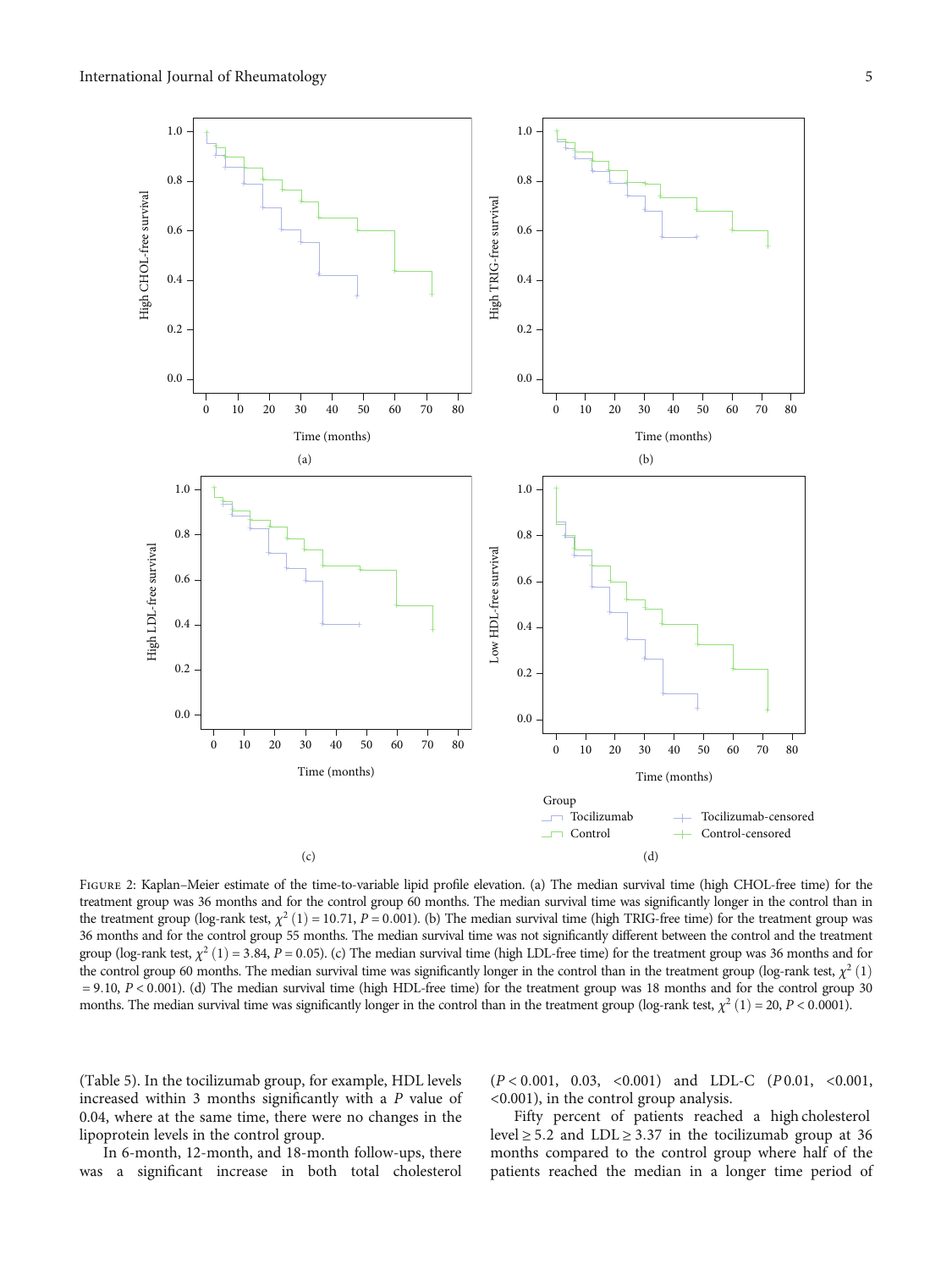Figure 2: Kaplan–Meier estimate of the time-to-variable lipid profile elevation. (a) The median survival time (high CHOL-free time) for the treatment group was 36 months and for the control group 60 months. The median survival time was significantly longer in the control than in the treatment group (log-rank test, $\chi^2$ (1) = 10.71, $P = 0.001$). (b) The median survival time (high TRIG-free time) for the treatment group was 36 months and for the control group 55 months. The median survival time was not significantly different between the control and the treatment group (log-rank test, $\chi^2$ (1) = 3.84, $P = 0.05$). (c) The median survival time (high LDL-free time) for the treatment group was 36 months and for the control group 60 months. The median survival time was significantly longer in the control than in the treatment group (log-rank test, $\chi^2$ (1) = 9.10, $P < 0.001$). (d) The median survival time (high HDL-free time) for the treatment group was 18 months and for the control group 30 months. The median survival time was significantly longer in the control than in the treatment group (log-rank test, $\chi^2$ (1) = 20, $P < 0.0001$).

(Table 5). In the tocilizumab group, for example, HDL levels increased within 3 months significantly with a $P$ value of 0.04, where at the same time, there were no changes in the lipoprotein levels in the control group.

In 6-month, 12-month, and 18-month follow-ups, there was a significant increase in both total cholesterol ($P < 0.001$, 0.03, <0.001) and LDL-C ($P$ 0.01, <0.001, <0.001), in the control group analysis.

Fifty percent of patients reached a high cholesterol level ≥ 5.2 and LDL ≥ 3.37 in the tocilizumab group at 36 months compared to the control group where half of the patients reached the median in a longer time period of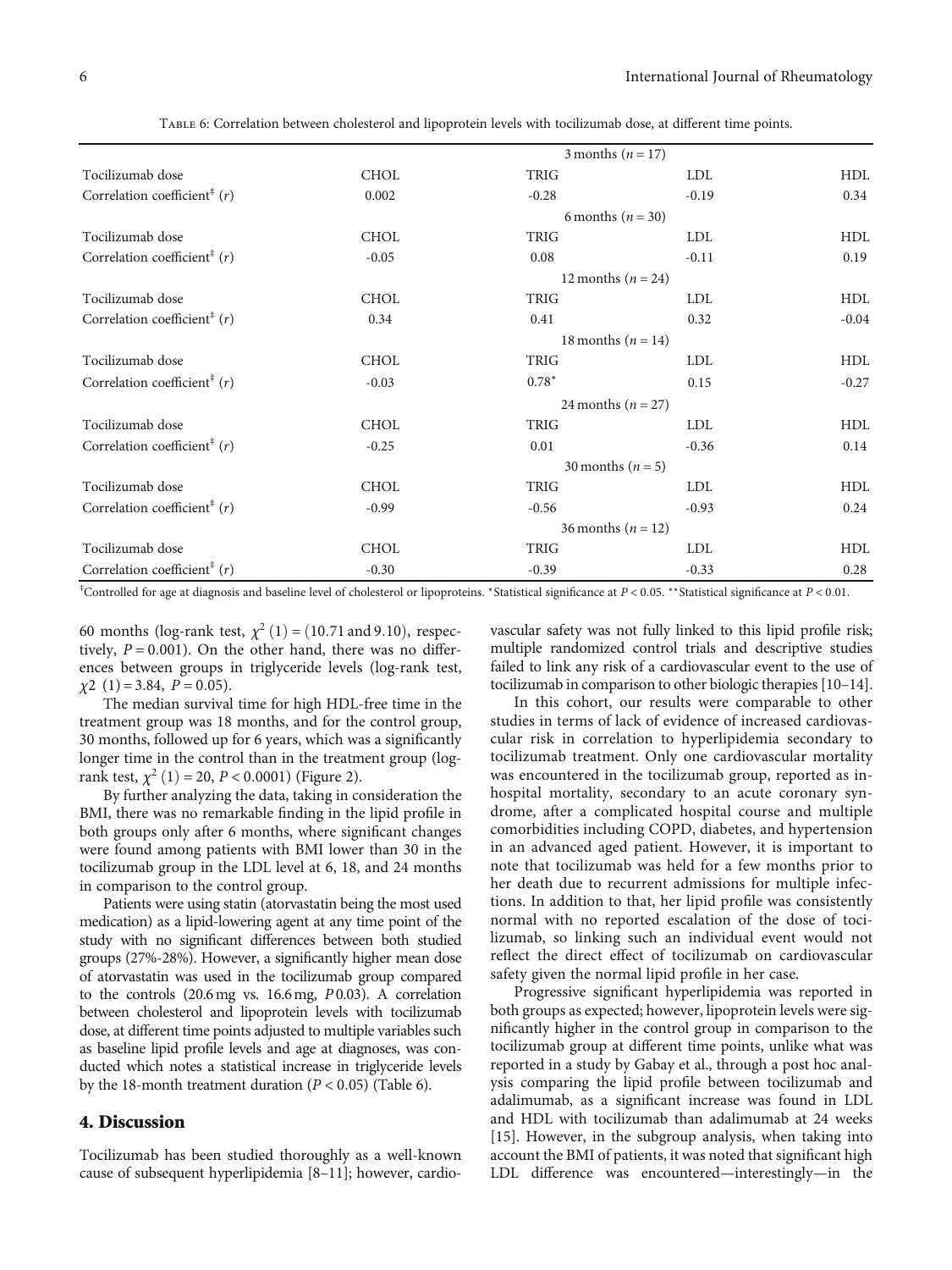Table 6: Correlation between cholesterol and lipoprotein levels with tocilizumab dose, at different time points.

| | 3 months ($n = 17$) | | | |
|---|---|---|---|---|
| Tocilizumab dose | CHOL | TRIG | LDL | HDL |
| Correlation coefficient[‡] ($r$) | 0.002 | -0.28 | -0.19 | 0.34 |
| | 6 months ($n = 30$) | | | |
| Tocilizumab dose | CHOL | TRIG | LDL | HDL |
| Correlation coefficient[‡] ($r$) | -0.05 | 0.08 | -0.11 | 0.19 |
| | 12 months ($n = 24$) | | | |
| Tocilizumab dose | CHOL | TRIG | LDL | HDL |
| Correlation coefficient[‡] ($r$) | 0.34 | 0.41 | 0.32 | -0.04 |
| | 18 months ($n = 14$) | | | |
| Tocilizumab dose | CHOL | TRIG | LDL | HDL |
| Correlation coefficient[‡] ($r$) | -0.03 | 0.78* | 0.15 | -0.27 |
| | 24 months ($n = 27$) | | | |
| Tocilizumab dose | CHOL | TRIG | LDL | HDL |
| Correlation coefficient[‡] ($r$) | -0.25 | 0.01 | -0.36 | 0.14 |
| | 30 months ($n = 5$) | | | |
| Tocilizumab dose | CHOL | TRIG | LDL | HDL |
| Correlation coefficient[‡] ($r$) | -0.99 | -0.56 | -0.93 | 0.24 |
| | 36 months ($n = 12$) | | | |
| Tocilizumab dose | CHOL | TRIG | LDL | HDL |
| Correlation coefficient[‡] ($r$) | -0.30 | -0.39 | -0.33 | 0.28 |

[‡]Controlled for age at diagnosis and baseline level of cholesterol or lipoproteins. *Statistical significance at $P < 0.05$. **Statistical significance at $P < 0.01$.

60 months (log-rank test, $\chi^2\ (1) = (10.71 \text{ and } 9.10)$, respectively, $P = 0.001$). On the other hand, there was no differences between groups in triglyceride levels (log-rank test, $\chi 2\ (1) = 3.84$, $P = 0.05$).

The median survival time for high HDL-free time in the treatment group was 18 months, and for the control group, 30 months, followed up for 6 years, which was a significantly longer time in the control than in the treatment group (log-rank test, $\chi^2\ (1) = 20$, $P < 0.0001$) (Figure 2).

By further analyzing the data, taking in consideration the BMI, there was no remarkable finding in the lipid profile in both groups only after 6 months, where significant changes were found among patients with BMI lower than 30 in the tocilizumab group in the LDL level at 6, 18, and 24 months in comparison to the control group.

Patients were using statin (atorvastatin being the most used medication) as a lipid-lowering agent at any time point of the study with no significant differences between both studied groups (27%-28%). However, a significantly higher mean dose of atorvastatin was used in the tocilizumab group compared to the controls (20.6 mg vs. 16.6 mg, $P\,0.03$). A correlation between cholesterol and lipoprotein levels with tocilizumab dose, at different time points adjusted to multiple variables such as baseline lipid profile levels and age at diagnoses, was conducted which notes a statistical increase in triglyceride levels by the 18-month treatment duration ($P < 0.05$) (Table 6).

## 4. Discussion

Tocilizumab has been studied thoroughly as a well-known cause of subsequent hyperlipidemia [8–11]; however, cardiovascular safety was not fully linked to this lipid profile risk; multiple randomized control trials and descriptive studies failed to link any risk of a cardiovascular event to the use of tocilizumab in comparison to other biologic therapies [10–14].

In this cohort, our results were comparable to other studies in terms of lack of evidence of increased cardiovascular risk in correlation to hyperlipidemia secondary to tocilizumab treatment. Only one cardiovascular mortality was encountered in the tocilizumab group, reported as in-hospital mortality, secondary to an acute coronary syndrome, after a complicated hospital course and multiple comorbidities including COPD, diabetes, and hypertension in an advanced aged patient. However, it is important to note that tocilizumab was held for a few months prior to her death due to recurrent admissions for multiple infections. In addition to that, her lipid profile was consistently normal with no reported escalation of the dose of tocilizumab, so linking such an individual event would not reflect the direct effect of tocilizumab on cardiovascular safety given the normal lipid profile in her case.

Progressive significant hyperlipidemia was reported in both groups as expected; however, lipoprotein levels were significantly higher in the control group in comparison to the tocilizumab group at different time points, unlike what was reported in a study by Gabay et al., through a post hoc analysis comparing the lipid profile between tocilizumab and adalimumab, as a significant increase was found in LDL and HDL with tocilizumab than adalimumab at 24 weeks [15]. However, in the subgroup analysis, when taking into account the BMI of patients, it was noted that significant high LDL difference was encountered—interestingly—in the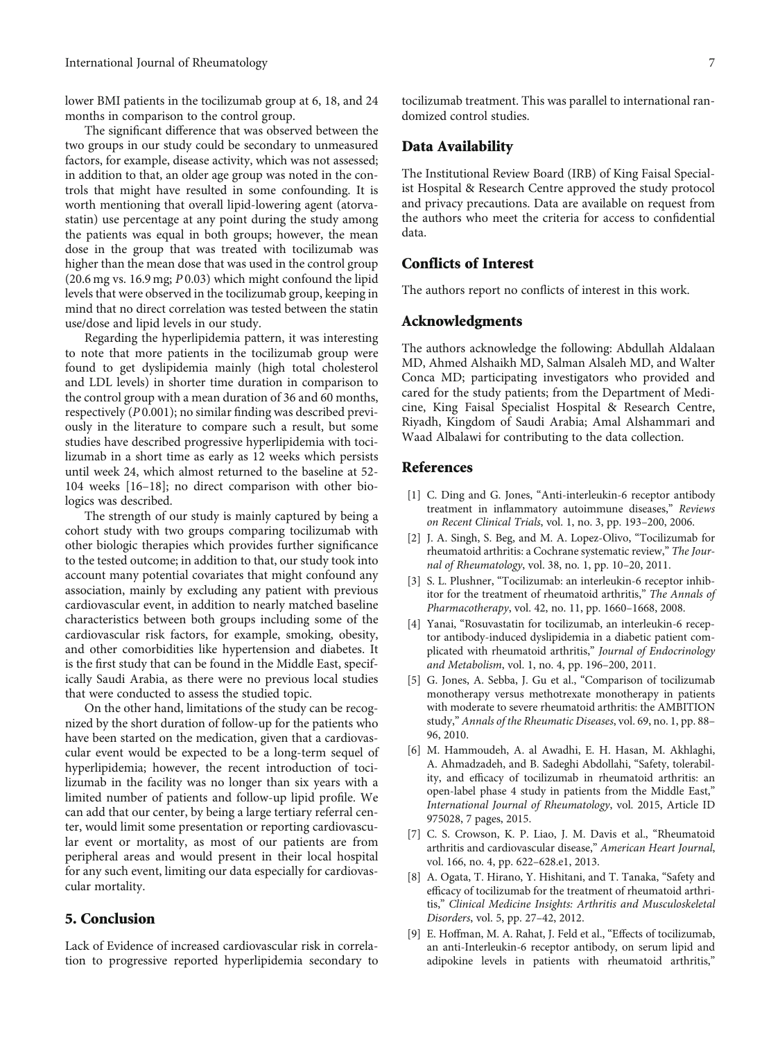lower BMI patients in the tocilizumab group at 6, 18, and 24 months in comparison to the control group.

The significant difference that was observed between the two groups in our study could be secondary to unmeasured factors, for example, disease activity, which was not assessed; in addition to that, an older age group was noted in the controls that might have resulted in some confounding. It is worth mentioning that overall lipid-lowering agent (atorvastatin) use percentage at any point during the study among the patients was equal in both groups; however, the mean dose in the group that was treated with tocilizumab was higher than the mean dose that was used in the control group (20.6 mg vs. 16.9 mg; $P$ 0.03) which might confound the lipid levels that were observed in the tocilizumab group, keeping in mind that no direct correlation was tested between the statin use/dose and lipid levels in our study.

Regarding the hyperlipidemia pattern, it was interesting to note that more patients in the tocilizumab group were found to get dyslipidemia mainly (high total cholesterol and LDL levels) in shorter time duration in comparison to the control group with a mean duration of 36 and 60 months, respectively ($P$ 0.001); no similar finding was described previously in the literature to compare such a result, but some studies have described progressive hyperlipidemia with tocilizumab in a short time as early as 12 weeks which persists until week 24, which almost returned to the baseline at 52-104 weeks [16–18]; no direct comparison with other biologics was described.

The strength of our study is mainly captured by being a cohort study with two groups comparing tocilizumab with other biologic therapies which provides further significance to the tested outcome; in addition to that, our study took into account many potential covariates that might confound any association, mainly by excluding any patient with previous cardiovascular event, in addition to nearly matched baseline characteristics between both groups including some of the cardiovascular risk factors, for example, smoking, obesity, and other comorbidities like hypertension and diabetes. It is the first study that can be found in the Middle East, specifically Saudi Arabia, as there were no previous local studies that were conducted to assess the studied topic.

On the other hand, limitations of the study can be recognized by the short duration of follow-up for the patients who have been started on the medication, given that a cardiovascular event would be expected to be a long-term sequel of hyperlipidemia; however, the recent introduction of tocilizumab in the facility was no longer than six years with a limited number of patients and follow-up lipid profile. We can add that our center, by being a large tertiary referral center, would limit some presentation or reporting cardiovascular event or mortality, as most of our patients are from peripheral areas and would present in their local hospital for any such event, limiting our data especially for cardiovascular mortality.

## 5. Conclusion

Lack of Evidence of increased cardiovascular risk in correlation to progressive reported hyperlipidemia secondary to tocilizumab treatment. This was parallel to international randomized control studies.

## Data Availability

The Institutional Review Board (IRB) of King Faisal Specialist Hospital & Research Centre approved the study protocol and privacy precautions. Data are available on request from the authors who meet the criteria for access to confidential data.

## Conflicts of Interest

The authors report no conflicts of interest in this work.

## Acknowledgments

The authors acknowledge the following: Abdullah Aldalaan MD, Ahmed Alshaikh MD, Salman Alsaleh MD, and Walter Conca MD; participating investigators who provided and cared for the study patients; from the Department of Medicine, King Faisal Specialist Hospital & Research Centre, Riyadh, Kingdom of Saudi Arabia; Amal Alshammari and Waad Albalawi for contributing to the data collection.

## References

[1] C. Ding and G. Jones, "Anti-interleukin-6 receptor antibody treatment in inflammatory autoimmune diseases," *Reviews on Recent Clinical Trials*, vol. 1, no. 3, pp. 193–200, 2006.

[2] J. A. Singh, S. Beg, and M. A. Lopez-Olivo, "Tocilizumab for rheumatoid arthritis: a Cochrane systematic review," *The Journal of Rheumatology*, vol. 38, no. 1, pp. 10–20, 2011.

[3] S. L. Plushner, "Tocilizumab: an interleukin-6 receptor inhibitor for the treatment of rheumatoid arthritis," *The Annals of Pharmacotherapy*, vol. 42, no. 11, pp. 1660–1668, 2008.

[4] Yanai, "Rosuvastatin for tocilizumab, an interleukin-6 receptor antibody-induced dyslipidemia in a diabetic patient complicated with rheumatoid arthritis," *Journal of Endocrinology and Metabolism*, vol. 1, no. 4, pp. 196–200, 2011.

[5] G. Jones, A. Sebba, J. Gu et al., "Comparison of tocilizumab monotherapy versus methotrexate monotherapy in patients with moderate to severe rheumatoid arthritis: the AMBITION study," *Annals of the Rheumatic Diseases*, vol. 69, no. 1, pp. 88–96, 2010.

[6] M. Hammoudeh, A. al Awadhi, E. H. Hasan, M. Akhlaghi, A. Ahmadzadeh, and B. Sadeghi Abdollahi, "Safety, tolerability, and efficacy of tocilizumab in rheumatoid arthritis: an open-label phase 4 study in patients from the Middle East," *International Journal of Rheumatology*, vol. 2015, Article ID 975028, 7 pages, 2015.

[7] C. S. Crowson, K. P. Liao, J. M. Davis et al., "Rheumatoid arthritis and cardiovascular disease," *American Heart Journal*, vol. 166, no. 4, pp. 622–628.e1, 2013.

[8] A. Ogata, T. Hirano, Y. Hishitani, and T. Tanaka, "Safety and efficacy of tocilizumab for the treatment of rheumatoid arthritis," *Clinical Medicine Insights: Arthritis and Musculoskeletal Disorders*, vol. 5, pp. 27–42, 2012.

[9] E. Hoffman, M. A. Rahat, J. Feld et al., "Effects of tocilizumab, an anti-Interleukin-6 receptor antibody, on serum lipid and adipokine levels in patients with rheumatoid arthritis,"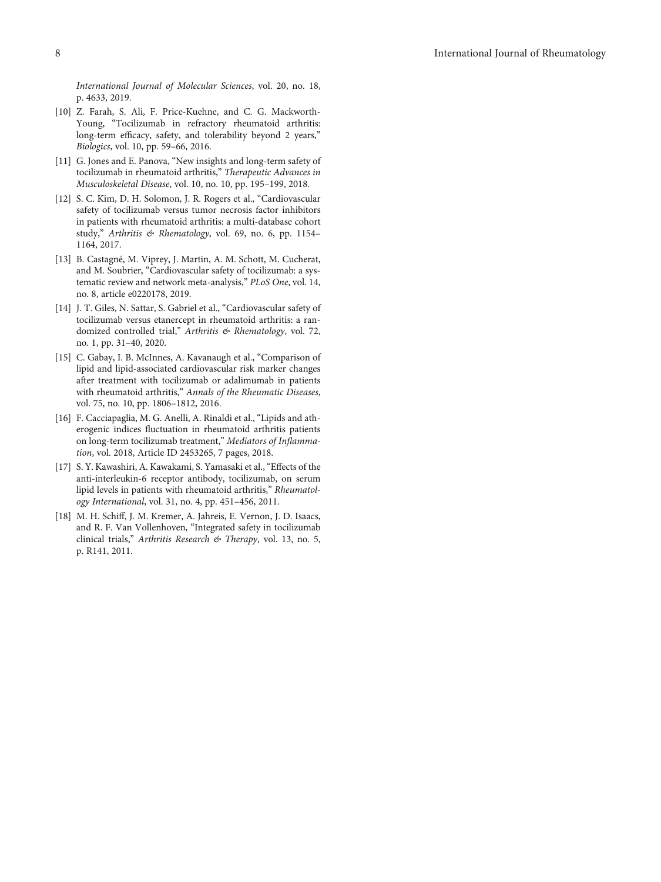*International Journal of Molecular Sciences*, vol. 20, no. 18, p. 4633, 2019.

[10] Z. Farah, S. Ali, F. Price-Kuehne, and C. G. Mackworth-Young, "Tocilizumab in refractory rheumatoid arthritis: long-term efficacy, safety, and tolerability beyond 2 years," *Biologics*, vol. 10, pp. 59–66, 2016.

[11] G. Jones and E. Panova, "New insights and long-term safety of tocilizumab in rheumatoid arthritis," *Therapeutic Advances in Musculoskeletal Disease*, vol. 10, no. 10, pp. 195–199, 2018.

[12] S. C. Kim, D. H. Solomon, J. R. Rogers et al., "Cardiovascular safety of tocilizumab versus tumor necrosis factor inhibitors in patients with rheumatoid arthritis: a multi-database cohort study," *Arthritis & Rhematology*, vol. 69, no. 6, pp. 1154–1164, 2017.

[13] B. Castagné, M. Viprey, J. Martin, A. M. Schott, M. Cucherat, and M. Soubrier, "Cardiovascular safety of tocilizumab: a systematic review and network meta-analysis," *PLoS One*, vol. 14, no. 8, article e0220178, 2019.

[14] J. T. Giles, N. Sattar, S. Gabriel et al., "Cardiovascular safety of tocilizumab versus etanercept in rheumatoid arthritis: a randomized controlled trial," *Arthritis & Rhematology*, vol. 72, no. 1, pp. 31–40, 2020.

[15] C. Gabay, I. B. McInnes, A. Kavanaugh et al., "Comparison of lipid and lipid-associated cardiovascular risk marker changes after treatment with tocilizumab or adalimumab in patients with rheumatoid arthritis," *Annals of the Rheumatic Diseases*, vol. 75, no. 10, pp. 1806–1812, 2016.

[16] F. Cacciapaglia, M. G. Anelli, A. Rinaldi et al., "Lipids and atherogenic indices fluctuation in rheumatoid arthritis patients on long-term tocilizumab treatment," *Mediators of Inflammation*, vol. 2018, Article ID 2453265, 7 pages, 2018.

[17] S. Y. Kawashiri, A. Kawakami, S. Yamasaki et al., "Effects of the anti-interleukin-6 receptor antibody, tocilizumab, on serum lipid levels in patients with rheumatoid arthritis," *Rheumatology International*, vol. 31, no. 4, pp. 451–456, 2011.

[18] M. H. Schiff, J. M. Kremer, A. Jahreis, E. Vernon, J. D. Isaacs, and R. F. Van Vollenhoven, "Integrated safety in tocilizumab clinical trials," *Arthritis Research & Therapy*, vol. 13, no. 5, p. R141, 2011.